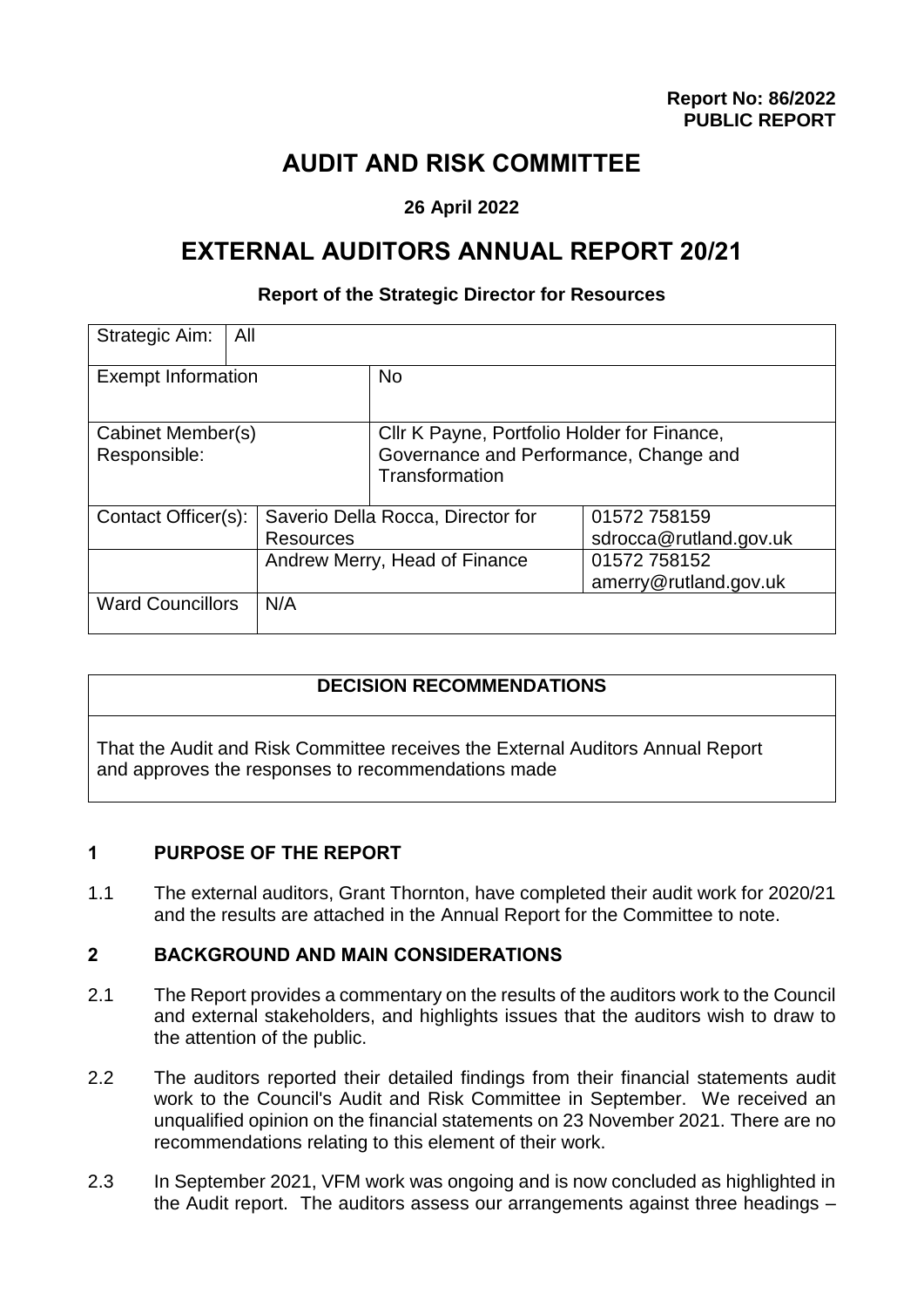**Report No: 86/2022**
**PUBLIC REPORT**

# AUDIT AND RISK COMMITTEE

**26 April 2022**

# EXTERNAL AUDITORS ANNUAL REPORT 20/21

**Report of the Strategic Director for Resources**

| Strategic Aim: | All | | |
|---|---|---|---|
| Exempt Information | | No | |
| Cabinet Member(s) Responsible: | | Cllr K Payne, Portfolio Holder for Finance, Governance and Performance, Change and Transformation | |
| Contact Officer(s): | Saverio Della Rocca, Director for Resources | | 01572 758159 sdrocca@rutland.gov.uk |
| | Andrew Merry, Head of Finance | | 01572 758152 amerry@rutland.gov.uk |
| Ward Councillors | N/A | | |

| DECISION RECOMMENDATIONS |
|---|
| That the Audit and Risk Committee receives the External Auditors Annual Report and approves the responses to recommendations made |

## 1 PURPOSE OF THE REPORT

1.1 The external auditors, Grant Thornton, have completed their audit work for 2020/21 and the results are attached in the Annual Report for the Committee to note.

## 2 BACKGROUND AND MAIN CONSIDERATIONS

2.1 The Report provides a commentary on the results of the auditors work to the Council and external stakeholders, and highlights issues that the auditors wish to draw to the attention of the public.

2.2 The auditors reported their detailed findings from their financial statements audit work to the Council's Audit and Risk Committee in September. We received an unqualified opinion on the financial statements on 23 November 2021. There are no recommendations relating to this element of their work.

2.3 In September 2021, VFM work was ongoing and is now concluded as highlighted in the Audit report. The auditors assess our arrangements against three headings –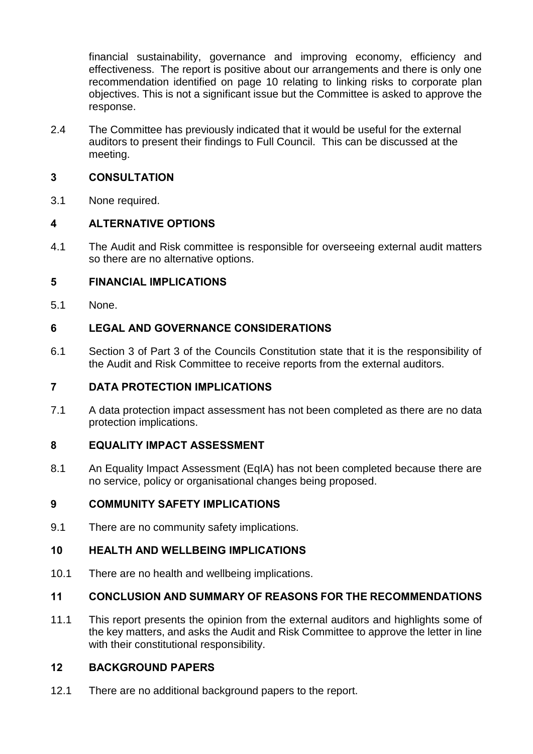financial sustainability, governance and improving economy, efficiency and effectiveness. The report is positive about our arrangements and there is only one recommendation identified on page 10 relating to linking risks to corporate plan objectives. This is not a significant issue but the Committee is asked to approve the response.

2.4 The Committee has previously indicated that it would be useful for the external auditors to present their findings to Full Council. This can be discussed at the meeting.

## 3 CONSULTATION

3.1 None required.

## 4 ALTERNATIVE OPTIONS

4.1 The Audit and Risk committee is responsible for overseeing external audit matters so there are no alternative options.

## 5 FINANCIAL IMPLICATIONS

5.1 None.

## 6 LEGAL AND GOVERNANCE CONSIDERATIONS

6.1 Section 3 of Part 3 of the Councils Constitution state that it is the responsibility of the Audit and Risk Committee to receive reports from the external auditors.

## 7 DATA PROTECTION IMPLICATIONS

7.1 A data protection impact assessment has not been completed as there are no data protection implications.

## 8 EQUALITY IMPACT ASSESSMENT

8.1 An Equality Impact Assessment (EqIA) has not been completed because there are no service, policy or organisational changes being proposed.

## 9 COMMUNITY SAFETY IMPLICATIONS

9.1 There are no community safety implications.

## 10 HEALTH AND WELLBEING IMPLICATIONS

10.1 There are no health and wellbeing implications.

## 11 CONCLUSION AND SUMMARY OF REASONS FOR THE RECOMMENDATIONS

11.1 This report presents the opinion from the external auditors and highlights some of the key matters, and asks the Audit and Risk Committee to approve the letter in line with their constitutional responsibility.

## 12 BACKGROUND PAPERS

12.1 There are no additional background papers to the report.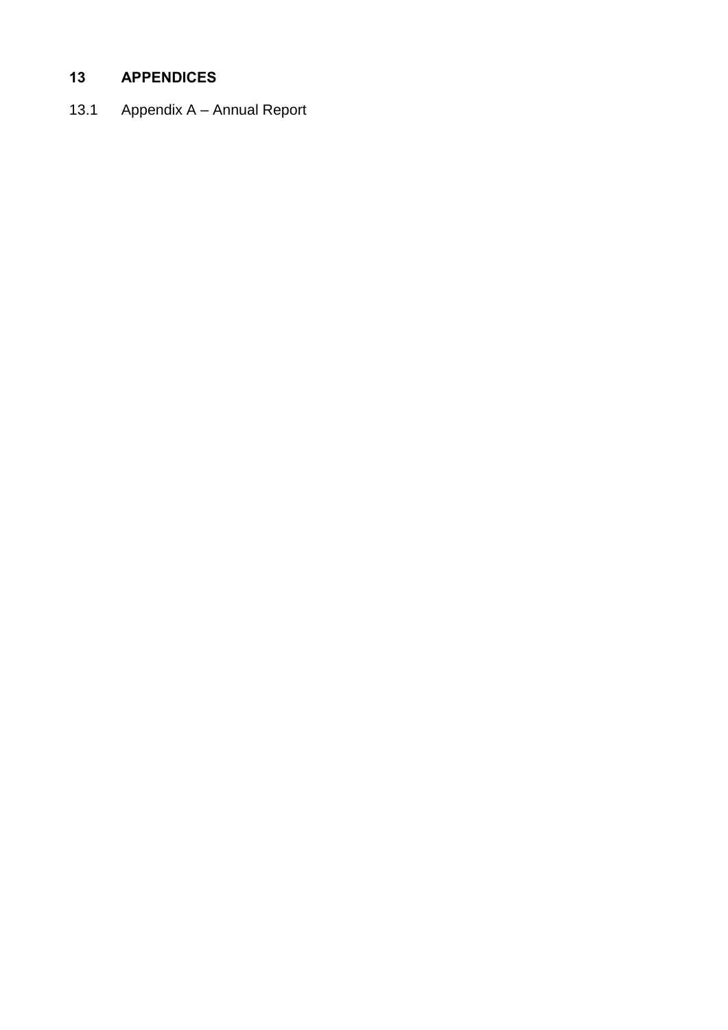## 13 APPENDICES

13.1 Appendix A – Annual Report